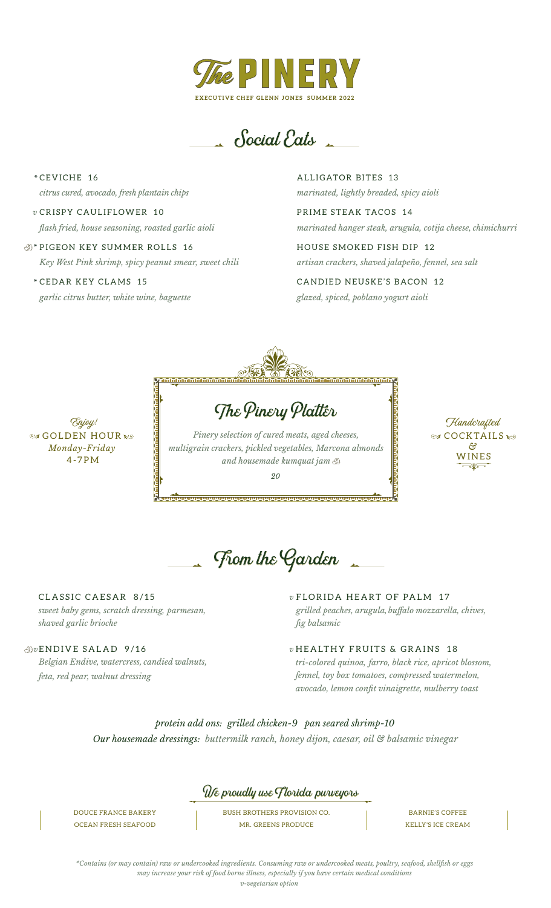# The PINERY

EXECUTIVE CHEF GLENN JONES SUMMER 2022

## Social Eats

*CEVICHE 16
*citrus cured, avocado, fresh plantain chips*

*v* CRISPY CAULIFLOWER 10
*flash fried, house seasoning, roasted garlic aioli*

* PIGEON KEY SUMMER ROLLS 16
*Key West Pink shrimp, spicy peanut smear, sweet chili*

*CEDAR KEY CLAMS 15
*garlic citrus butter, white wine, baguette*

ALLIGATOR BITES 13
*marinated, lightly breaded, spicy aioli*

PRIME STEAK TACOS 14
*marinated hanger steak, arugula, cotija cheese, chimichurri*

HOUSE SMOKED FISH DIP 12
*artisan crackers, shaved jalapeño, fennel, sea salt*

CANDIED NEUSKE'S BACON 12
*glazed, spiced, poblano yogurt aioli*

*Enjoy!*
GOLDEN HOUR
*Monday-Friday*
4-7PM

### The Pinery Platter

*Pinery selection of cured meats, aged cheeses, multigrain crackers, pickled vegetables, Marcona almonds and housemade kumquat jam*

*20*

*Handcrafted*
COCKTAILS
&
WINES

## From the Garden

CLASSIC CAESAR 8/15
*sweet baby gems, scratch dressing, parmesan, shaved garlic brioche*

*v* ENDIVE SALAD 9/16
*Belgian Endive, watercress, candied walnuts, feta, red pear, walnut dressing*

*v* FLORIDA HEART OF PALM 17
*grilled peaches, arugula, buffalo mozzarella, chives, fig balsamic*

*v* HEALTHY FRUITS & GRAINS 18
*tri-colored quinoa, farro, black rice, apricot blossom, fennel, toy box tomatoes, compressed watermelon, avocado, lemon confit vinaigrette, mulberry toast*

*protein add ons: grilled chicken-9 pan seared shrimp-10*

***Our housemade dressings:*** *buttermilk ranch, honey dijon, caesar, oil & balsamic vinegar*

### We proudly use Florida purveyors

DOUCE FRANCE BAKERY
OCEAN FRESH SEAFOOD

BUSH BROTHERS PROVISION CO.
MR. GREENS PRODUCE

BARNIE'S COFFEE
KELLY'S ICE CREAM

*\*Contains (or may contain) raw or undercooked ingredients. Consuming raw or undercooked meats, poultry, seafood, shellfish or eggs may increase your risk of food borne illness, especially if you have certain medical conditions*
*v-vegetarian option*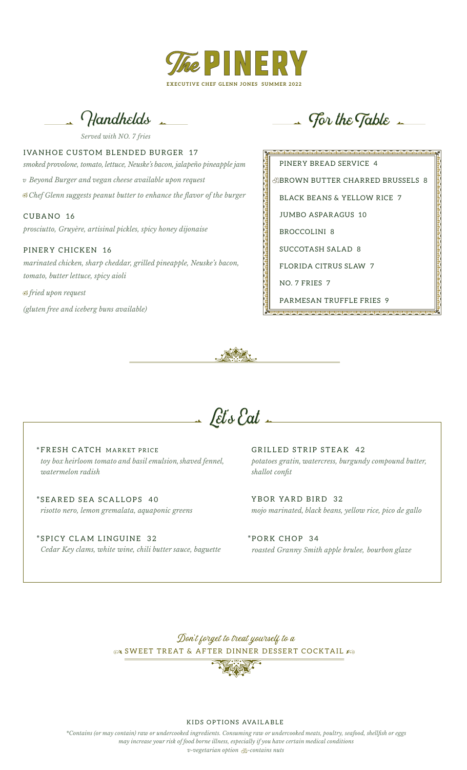# The PINERY

EXECUTIVE CHEF GLENN JONES SUMMER 2022

## Handhelds

*Served with NO. 7 fries*

IVANHOE CUSTOM BLENDED BURGER 17
*smoked provolone, tomato, lettuce, Neuske's bacon, jalapeño pineapple jam*
*v Beyond Burger and vegan cheese available upon request*
*Chef Glenn suggests peanut butter to enhance the flavor of the burger*

CUBANO 16
*prosciutto, Gruyère, artisinal pickles, spicy honey dijonaise*

PINERY CHICKEN 16
*marinated chicken, sharp cheddar, grilled pineapple, Neuske's bacon, tomato, butter lettuce, spicy aioli*
*fried upon request*
*(gluten free and iceberg buns available)*

## For the Table

PINERY BREAD SERVICE 4
BROWN BUTTER CHARRED BRUSSELS 8
BLACK BEANS & YELLOW RICE 7
JUMBO ASPARAGUS 10
BROCCOLINI 8
SUCCOTASH SALAD 8
FLORIDA CITRUS SLAW 7
NO. 7 FRIES 7
PARMESAN TRUFFLE FRIES 9

## Let's Eat

*FRESH CATCH MARKET PRICE
*toy box heirloom tomato and basil emulsion, shaved fennel, watermelon radish*

*SEARED SEA SCALLOPS 40
*risotto nero, lemon gremalata, aquaponic greens*

*SPICY CLAM LINGUINE 32
*Cedar Key clams, white wine, chili butter sauce, baguette*

GRILLED STRIP STEAK 42
*potatoes gratin, watercress, burgundy compound butter, shallot confit*

YBOR YARD BIRD 32
*mojo marinated, black beans, yellow rice, pico de gallo*

*PORK CHOP 34
*roasted Granny Smith apple brulee, bourbon glaze*

*Don't forget to treat yourself to a*
SWEET TREAT & AFTER DINNER DESSERT COCKTAIL

KIDS OPTIONS AVAILABLE

*\*Contains (or may contain) raw or undercooked ingredients. Consuming raw or undercooked meats, poultry, seafood, shellfish or eggs may increase your risk of food borne illness, especially if you have certain medical conditions*
*v-vegetarian option -contains nuts*